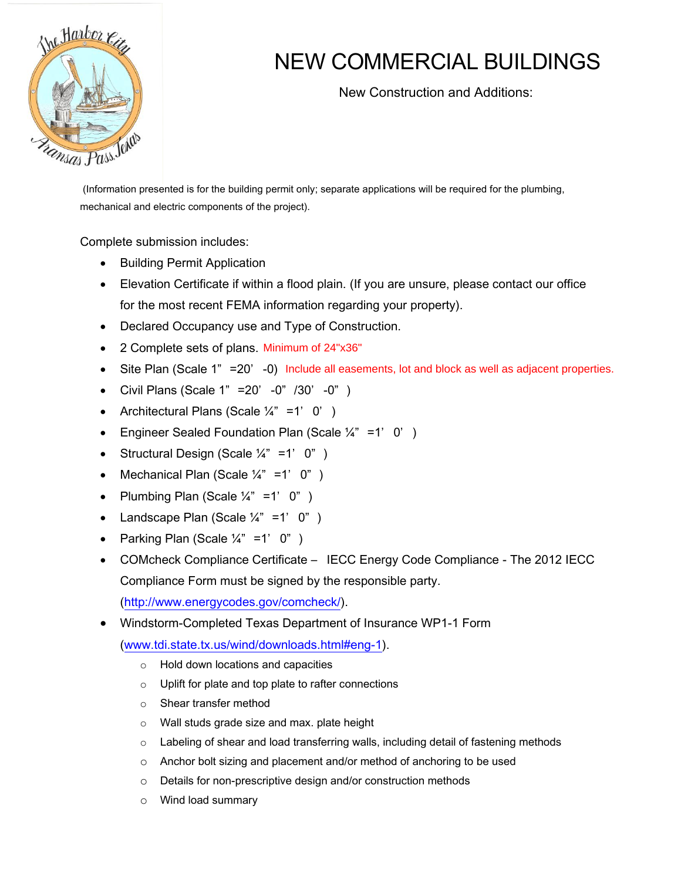# NEW COMMERCIAL BUILDINGS

New Construction and Additions:

(Information presented is for the building permit only; separate applications will be required for the plumbing, mechanical and electric components of the project).

Complete submission includes:

- Building Permit Application
- Elevation Certificate if within a flood plain. (If you are unsure, please contact our office for the most recent FEMA information regarding your property).
- Declared Occupancy use and Type of Construction.
- 2 Complete sets of plans. Minimum of 24"x36"
- Site Plan (Scale 1" =20' -0) Include all easements, lot and block as well as adjacent properties.
- Civil Plans (Scale 1" =20' -0" /30' -0" )
- Architectural Plans (Scale ¼" =1' 0' )
- Engineer Sealed Foundation Plan (Scale ¼" =1' 0' )
- Structural Design (Scale ¼" =1' 0" )
- Mechanical Plan (Scale ¼" =1' 0" )
- Plumbing Plan (Scale ¼" =1' 0" )
- Landscape Plan (Scale ¼" =1' 0" )
- Parking Plan (Scale ¼" =1' 0" )
- COMcheck Compliance Certificate – IECC Energy Code Compliance - The 2012 IECC Compliance Form must be signed by the responsible party. (http://www.energycodes.gov/comcheck/).
- Windstorm-Completed Texas Department of Insurance WP1-1 Form (www.tdi.state.tx.us/wind/downloads.html#eng-1).
  - Hold down locations and capacities
  - Uplift for plate and top plate to rafter connections
  - Shear transfer method
  - Wall studs grade size and max. plate height
  - Labeling of shear and load transferring walls, including detail of fastening methods
  - Anchor bolt sizing and placement and/or method of anchoring to be used
  - Details for non-prescriptive design and/or construction methods
  - Wind load summary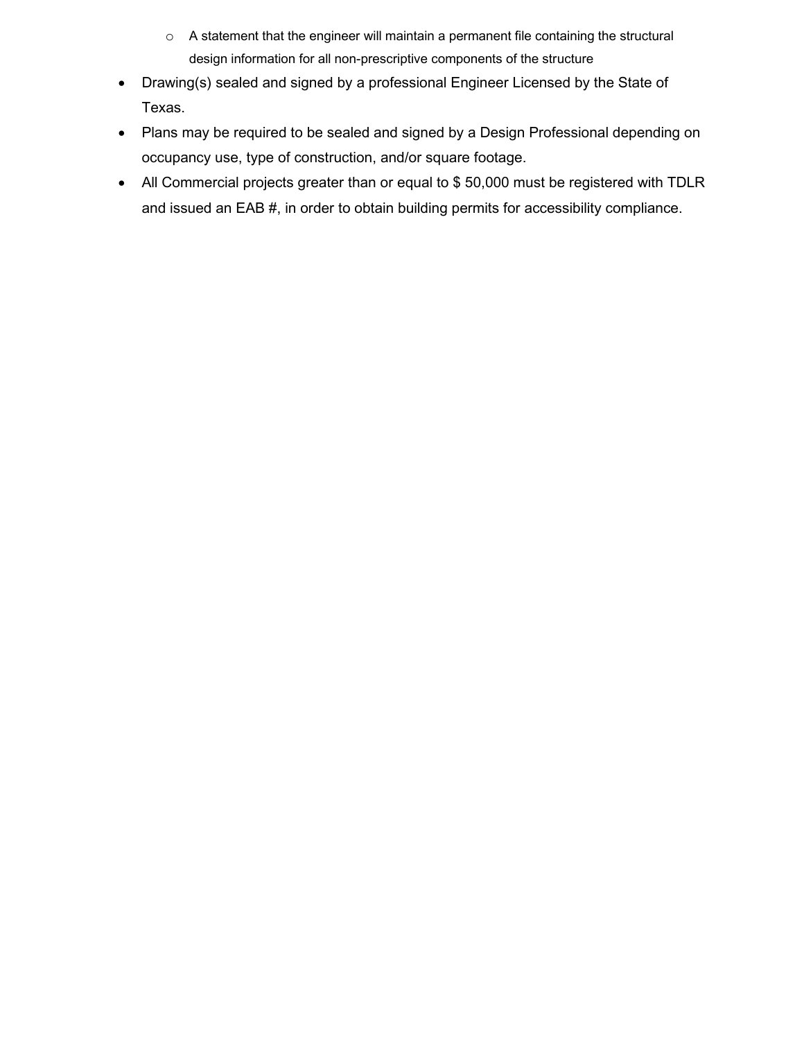- A statement that the engineer will maintain a permanent file containing the structural design information for all non-prescriptive components of the structure
- Drawing(s) sealed and signed by a professional Engineer Licensed by the State of Texas.
- Plans may be required to be sealed and signed by a Design Professional depending on occupancy use, type of construction, and/or square footage.
- All Commercial projects greater than or equal to $ 50,000 must be registered with TDLR and issued an EAB #, in order to obtain building permits for accessibility compliance.